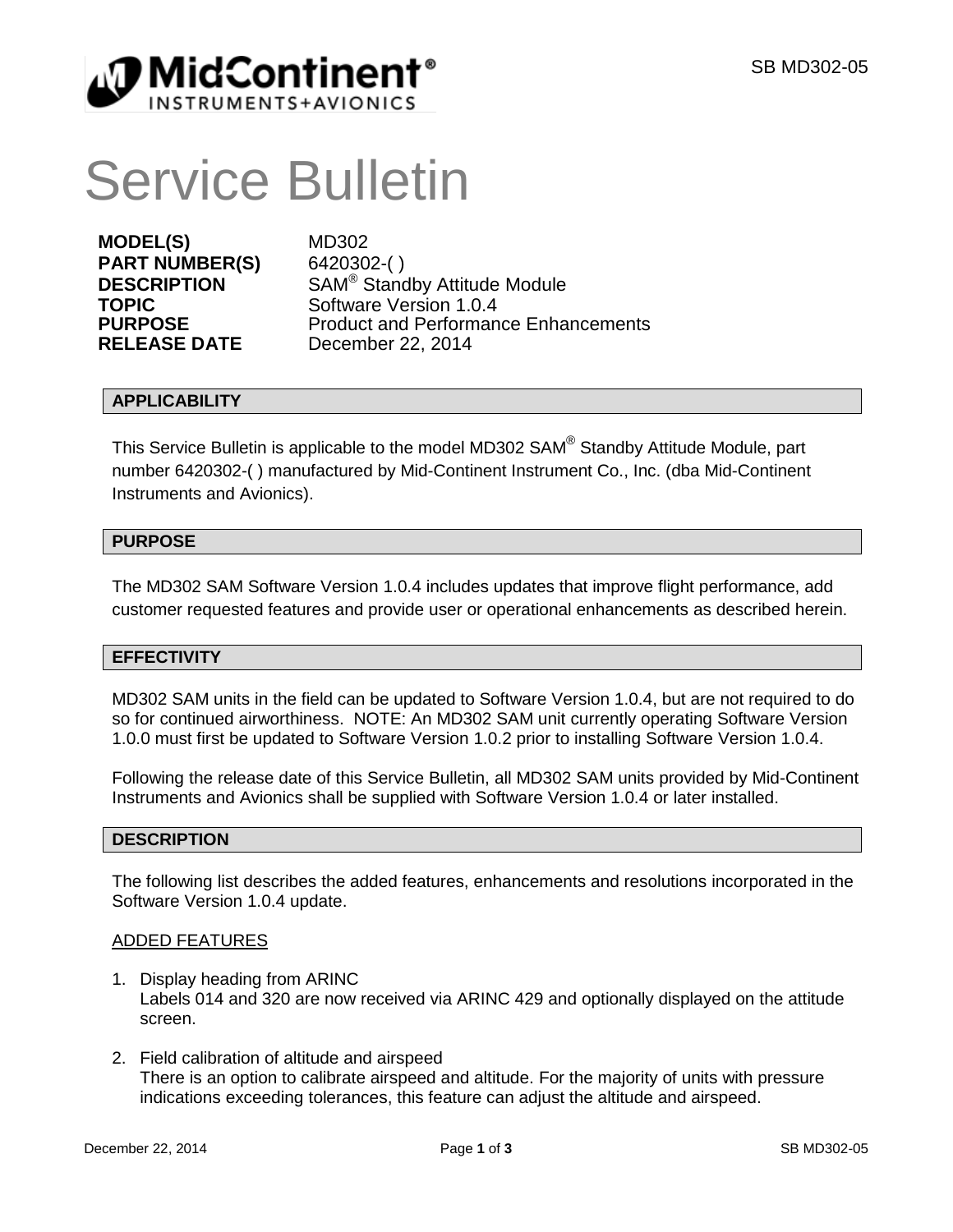# Service Bulletin

**MODEL(S)** MD302
**PART NUMBER(S)** 6420302-( )
**DESCRIPTION** SAM® Standby Attitude Module
**TOPIC** Software Version 1.0.4
**PURPOSE** Product and Performance Enhancements
**RELEASE DATE** December 22, 2014

## APPLICABILITY

This Service Bulletin is applicable to the model MD302 SAM® Standby Attitude Module, part number 6420302-( ) manufactured by Mid-Continent Instrument Co., Inc. (dba Mid-Continent Instruments and Avionics).

## PURPOSE

The MD302 SAM Software Version 1.0.4 includes updates that improve flight performance, add customer requested features and provide user or operational enhancements as described herein.

## EFFECTIVITY

MD302 SAM units in the field can be updated to Software Version 1.0.4, but are not required to do so for continued airworthiness. NOTE: An MD302 SAM unit currently operating Software Version 1.0.0 must first be updated to Software Version 1.0.2 prior to installing Software Version 1.0.4.

Following the release date of this Service Bulletin, all MD302 SAM units provided by Mid-Continent Instruments and Avionics shall be supplied with Software Version 1.0.4 or later installed.

## DESCRIPTION

The following list describes the added features, enhancements and resolutions incorporated in the Software Version 1.0.4 update.

ADDED FEATURES

1. Display heading from ARINC
   Labels 014 and 320 are now received via ARINC 429 and optionally displayed on the attitude screen.

2. Field calibration of altitude and airspeed
   There is an option to calibrate airspeed and altitude. For the majority of units with pressure indications exceeding tolerances, this feature can adjust the altitude and airspeed.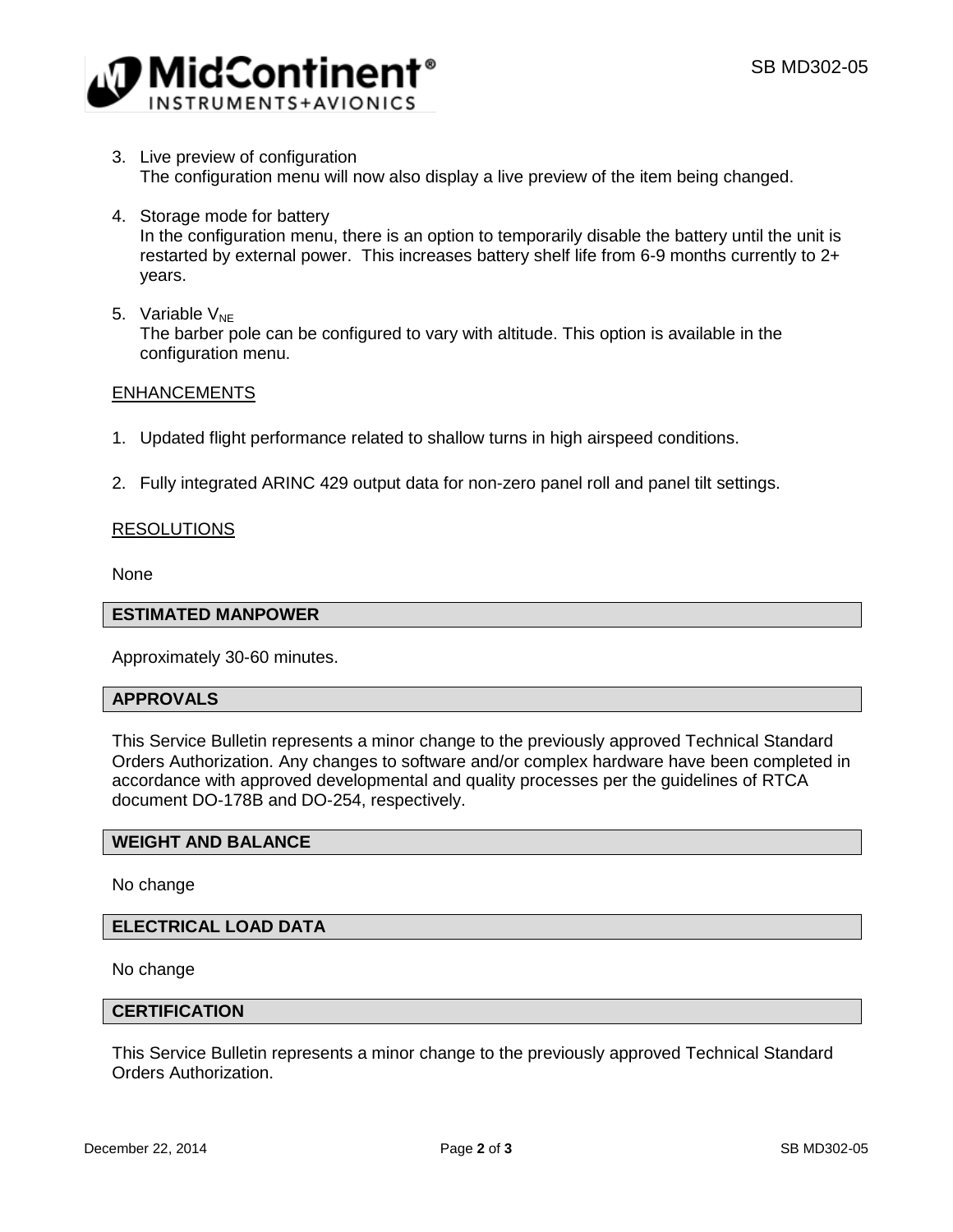3. Live preview of configuration
   The configuration menu will now also display a live preview of the item being changed.

4. Storage mode for battery
   In the configuration menu, there is an option to temporarily disable the battery until the unit is restarted by external power. This increases battery shelf life from 6-9 months currently to 2+ years.

5. Variable $V_{NE}$
   The barber pole can be configured to vary with altitude. This option is available in the configuration menu.

ENHANCEMENTS

1. Updated flight performance related to shallow turns in high airspeed conditions.

2. Fully integrated ARINC 429 output data for non-zero panel roll and panel tilt settings.

RESOLUTIONS

None

## ESTIMATED MANPOWER

Approximately 30-60 minutes.

## APPROVALS

This Service Bulletin represents a minor change to the previously approved Technical Standard Orders Authorization. Any changes to software and/or complex hardware have been completed in accordance with approved developmental and quality processes per the guidelines of RTCA document DO-178B and DO-254, respectively.

## WEIGHT AND BALANCE

No change

## ELECTRICAL LOAD DATA

No change

## CERTIFICATION

This Service Bulletin represents a minor change to the previously approved Technical Standard Orders Authorization.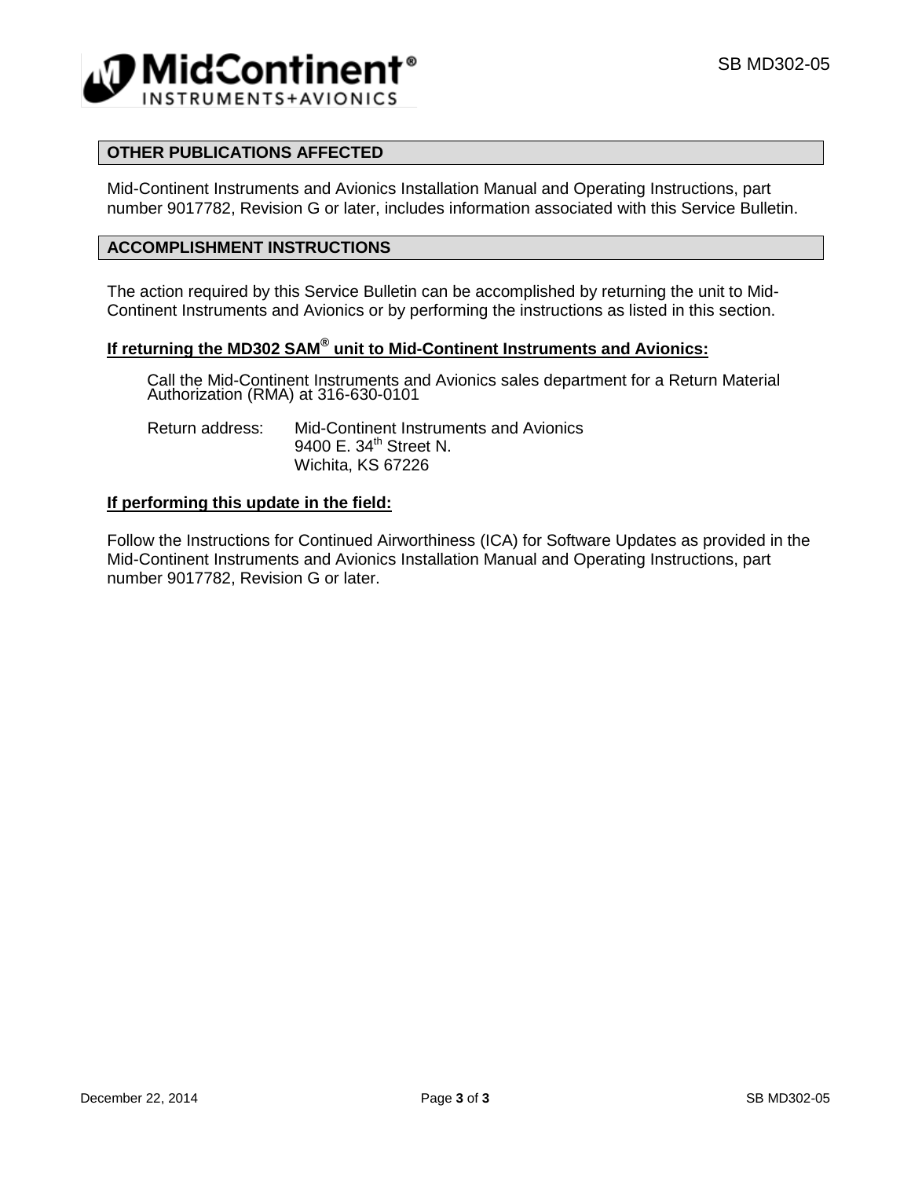## OTHER PUBLICATIONS AFFECTED

Mid-Continent Instruments and Avionics Installation Manual and Operating Instructions, part number 9017782, Revision G or later, includes information associated with this Service Bulletin.

## ACCOMPLISHMENT INSTRUCTIONS

The action required by this Service Bulletin can be accomplished by returning the unit to Mid-Continent Instruments and Avionics or by performing the instructions as listed in this section.

**If returning the MD302 SAM® unit to Mid-Continent Instruments and Avionics:**

Call the Mid-Continent Instruments and Avionics sales department for a Return Material Authorization (RMA) at 316-630-0101

Return address: Mid-Continent Instruments and Avionics
9400 E. 34th Street N.
Wichita, KS 67226

**If performing this update in the field:**

Follow the Instructions for Continued Airworthiness (ICA) for Software Updates as provided in the Mid-Continent Instruments and Avionics Installation Manual and Operating Instructions, part number 9017782, Revision G or later.